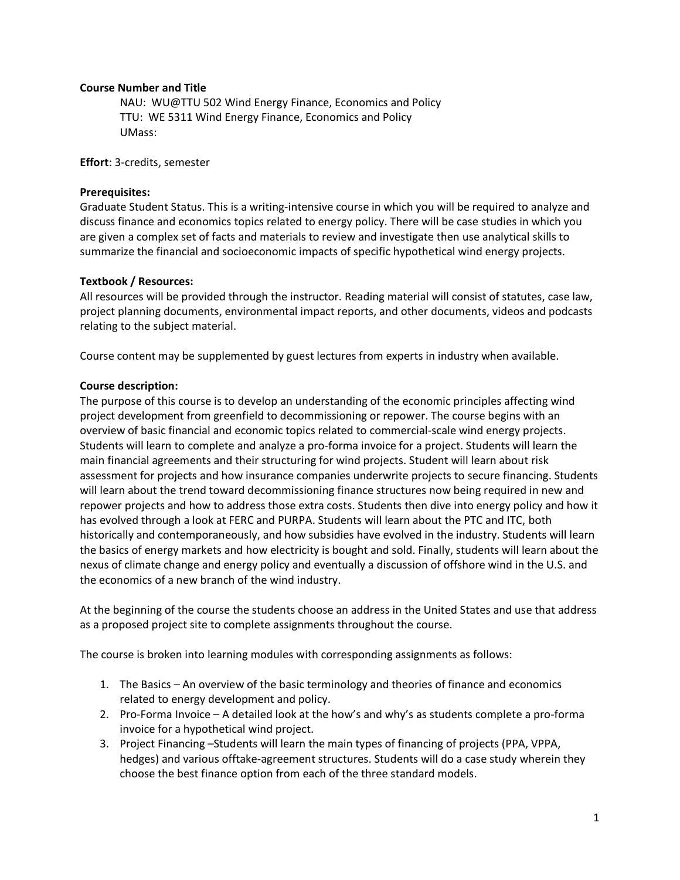**Course Number and Title**

NAU: WU@TTU 502 Wind Energy Finance, Economics and Policy
TTU: WE 5311 Wind Energy Finance, Economics and Policy
UMass:

**Effort**: 3-credits, semester

**Prerequisites:**

Graduate Student Status. This is a writing-intensive course in which you will be required to analyze and discuss finance and economics topics related to energy policy. There will be case studies in which you are given a complex set of facts and materials to review and investigate then use analytical skills to summarize the financial and socioeconomic impacts of specific hypothetical wind energy projects.

**Textbook / Resources:**

All resources will be provided through the instructor. Reading material will consist of statutes, case law, project planning documents, environmental impact reports, and other documents, videos and podcasts relating to the subject material.

Course content may be supplemented by guest lectures from experts in industry when available.

**Course description:**

The purpose of this course is to develop an understanding of the economic principles affecting wind project development from greenfield to decommissioning or repower. The course begins with an overview of basic financial and economic topics related to commercial-scale wind energy projects. Students will learn to complete and analyze a pro-forma invoice for a project. Students will learn the main financial agreements and their structuring for wind projects. Student will learn about risk assessment for projects and how insurance companies underwrite projects to secure financing. Students will learn about the trend toward decommissioning finance structures now being required in new and repower projects and how to address those extra costs. Students then dive into energy policy and how it has evolved through a look at FERC and PURPA. Students will learn about the PTC and ITC, both historically and contemporaneously, and how subsidies have evolved in the industry. Students will learn the basics of energy markets and how electricity is bought and sold. Finally, students will learn about the nexus of climate change and energy policy and eventually a discussion of offshore wind in the U.S. and the economics of a new branch of the wind industry.

At the beginning of the course the students choose an address in the United States and use that address as a proposed project site to complete assignments throughout the course.

The course is broken into learning modules with corresponding assignments as follows:

1. The Basics – An overview of the basic terminology and theories of finance and economics related to energy development and policy.
2. Pro-Forma Invoice – A detailed look at the how's and why's as students complete a pro-forma invoice for a hypothetical wind project.
3. Project Financing –Students will learn the main types of financing of projects (PPA, VPPA, hedges) and various offtake-agreement structures. Students will do a case study wherein they choose the best finance option from each of the three standard models.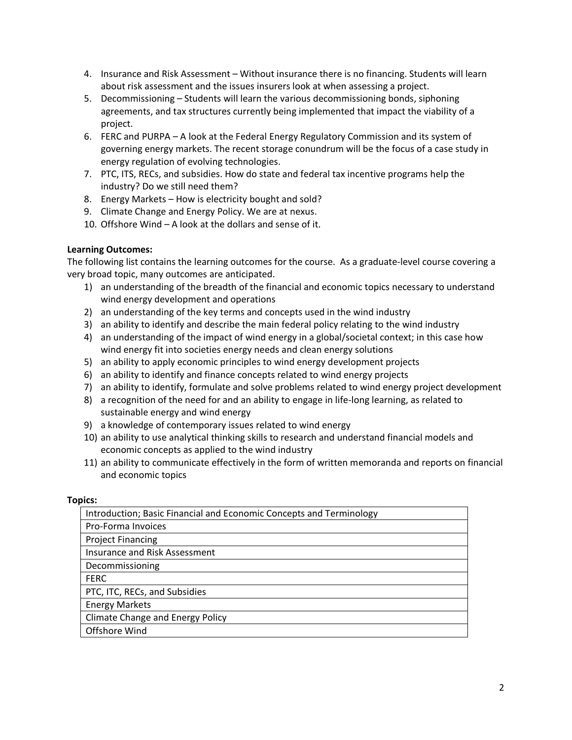4. Insurance and Risk Assessment – Without insurance there is no financing. Students will learn about risk assessment and the issues insurers look at when assessing a project.
5. Decommissioning – Students will learn the various decommissioning bonds, siphoning agreements, and tax structures currently being implemented that impact the viability of a project.
6. FERC and PURPA – A look at the Federal Energy Regulatory Commission and its system of governing energy markets. The recent storage conundrum will be the focus of a case study in energy regulation of evolving technologies.
7. PTC, ITS, RECs, and subsidies. How do state and federal tax incentive programs help the industry? Do we still need them?
8. Energy Markets – How is electricity bought and sold?
9. Climate Change and Energy Policy. We are at nexus.
10. Offshore Wind – A look at the dollars and sense of it.

**Learning Outcomes:**

The following list contains the learning outcomes for the course. As a graduate-level course covering a very broad topic, many outcomes are anticipated.

1) an understanding of the breadth of the financial and economic topics necessary to understand wind energy development and operations
2) an understanding of the key terms and concepts used in the wind industry
3) an ability to identify and describe the main federal policy relating to the wind industry
4) an understanding of the impact of wind energy in a global/societal context; in this case how wind energy fit into societies energy needs and clean energy solutions
5) an ability to apply economic principles to wind energy development projects
6) an ability to identify and finance concepts related to wind energy projects
7) an ability to identify, formulate and solve problems related to wind energy project development
8) a recognition of the need for and an ability to engage in life-long learning, as related to sustainable energy and wind energy
9) a knowledge of contemporary issues related to wind energy
10) an ability to use analytical thinking skills to research and understand financial models and economic concepts as applied to the wind industry
11) an ability to communicate effectively in the form of written memoranda and reports on financial and economic topics

**Topics:**

| Topics |
| --- |
| Introduction; Basic Financial and Economic Concepts and Terminology |
| Pro-Forma Invoices |
| Project Financing |
| Insurance and Risk Assessment |
| Decommissioning |
| FERC |
| PTC, ITC, RECs, and Subsidies |
| Energy Markets |
| Climate Change and Energy Policy |
| Offshore Wind |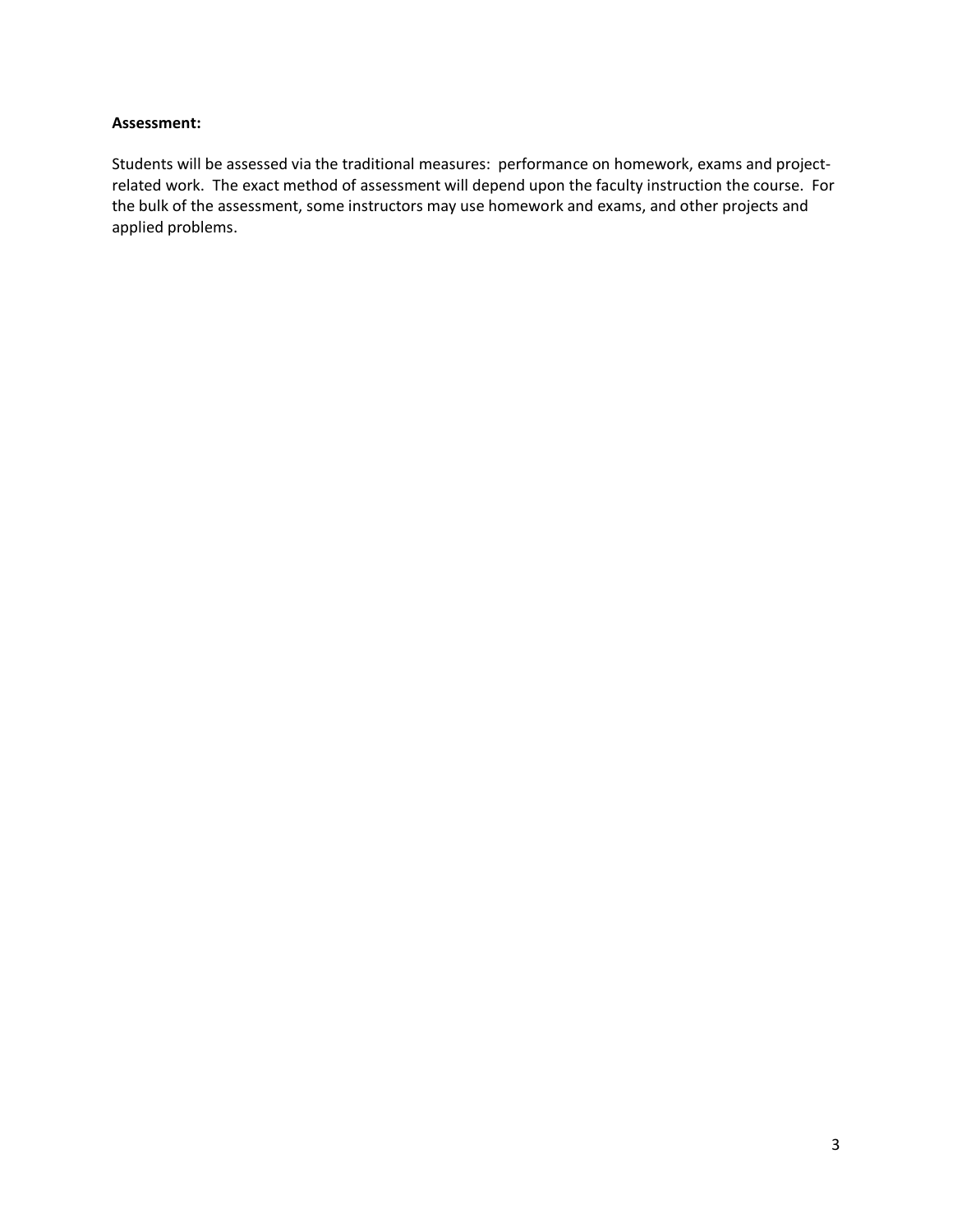**Assessment:**

Students will be assessed via the traditional measures: performance on homework, exams and project-related work. The exact method of assessment will depend upon the faculty instruction the course. For the bulk of the assessment, some instructors may use homework and exams, and other projects and applied problems.